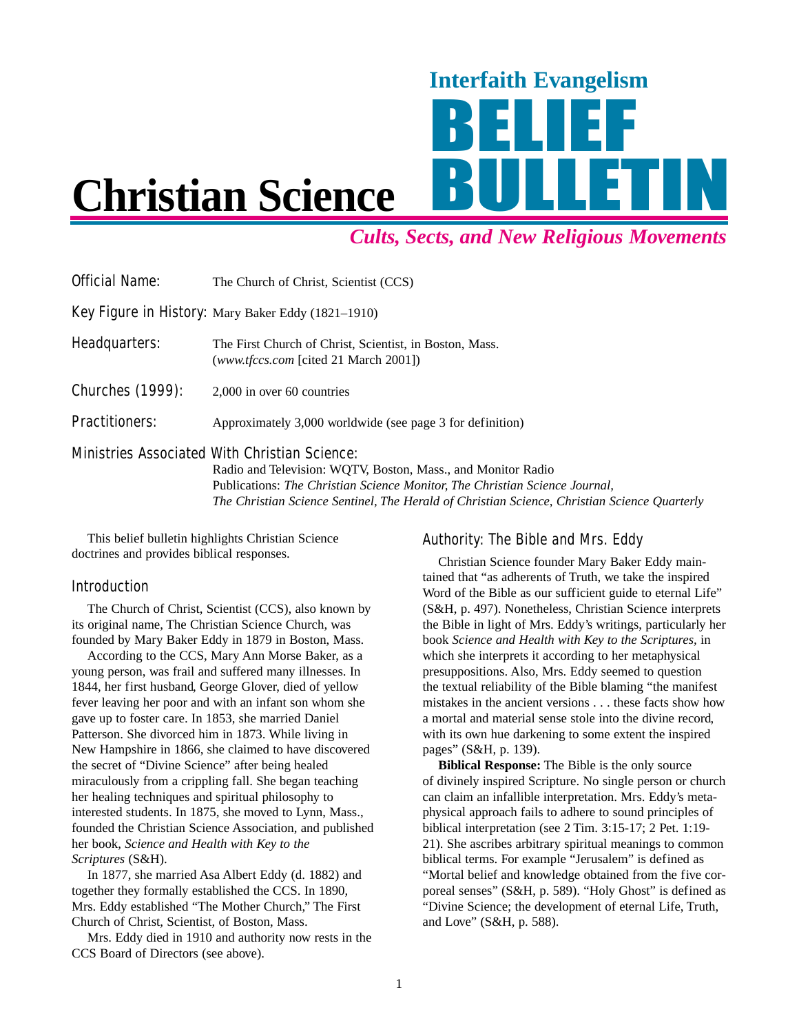# Christian Science

**Interfaith Evangelism**

# BELIEF BULLETIN

***Cults, Sects, and New Religious Movements***

**Official Name:** The Church of Christ, Scientist (CCS)

**Key Figure in History:** Mary Baker Eddy (1821–1910)

**Headquarters:** The First Church of Christ, Scientist, in Boston, Mass. (*www.tfccs.com* [cited 21 March 2001])

**Churches (1999):** 2,000 in over 60 countries

**Practitioners:** Approximately 3,000 worldwide (see page 3 for definition)

**Ministries Associated With Christian Science:**
Radio and Television: WQTV, Boston, Mass., and Monitor Radio
Publications: *The Christian Science Monitor, The Christian Science Journal, The Christian Science Sentinel, The Herald of Christian Science, Christian Science Quarterly*

This belief bulletin highlights Christian Science doctrines and provides biblical responses.

## Introduction

The Church of Christ, Scientist (CCS), also known by its original name, The Christian Science Church, was founded by Mary Baker Eddy in 1879 in Boston, Mass.

According to the CCS, Mary Ann Morse Baker, as a young person, was frail and suffered many illnesses. In 1844, her first husband, George Glover, died of yellow fever leaving her poor and with an infant son whom she gave up to foster care. In 1853, she married Daniel Patterson. She divorced him in 1873. While living in New Hampshire in 1866, she claimed to have discovered the secret of "Divine Science" after being healed miraculously from a crippling fall. She began teaching her healing techniques and spiritual philosophy to interested students. In 1875, she moved to Lynn, Mass., founded the Christian Science Association, and published her book, *Science and Health with Key to the Scriptures* (S&H).

In 1877, she married Asa Albert Eddy (d. 1882) and together they formally established the CCS. In 1890, Mrs. Eddy established "The Mother Church," The First Church of Christ, Scientist, of Boston, Mass.

Mrs. Eddy died in 1910 and authority now rests in the CCS Board of Directors (see above).

## Authority: The Bible and Mrs. Eddy

Christian Science founder Mary Baker Eddy maintained that "as adherents of Truth, we take the inspired Word of the Bible as our sufficient guide to eternal Life" (S&H, p. 497). Nonetheless, Christian Science interprets the Bible in light of Mrs. Eddy's writings, particularly her book *Science and Health with Key to the Scriptures*, in which she interprets it according to her metaphysical presuppositions. Also, Mrs. Eddy seemed to question the textual reliability of the Bible blaming "the manifest mistakes in the ancient versions . . . these facts show how a mortal and material sense stole into the divine record, with its own hue darkening to some extent the inspired pages" (S&H, p. 139).

**Biblical Response:** The Bible is the only source of divinely inspired Scripture. No single person or church can claim an infallible interpretation. Mrs. Eddy's metaphysical approach fails to adhere to sound principles of biblical interpretation (see 2 Tim. 3:15-17; 2 Pet. 1:19-21). She ascribes arbitrary spiritual meanings to common biblical terms. For example "Jerusalem" is defined as "Mortal belief and knowledge obtained from the five corporeal senses" (S&H, p. 589). "Holy Ghost" is defined as "Divine Science; the development of eternal Life, Truth, and Love" (S&H, p. 588).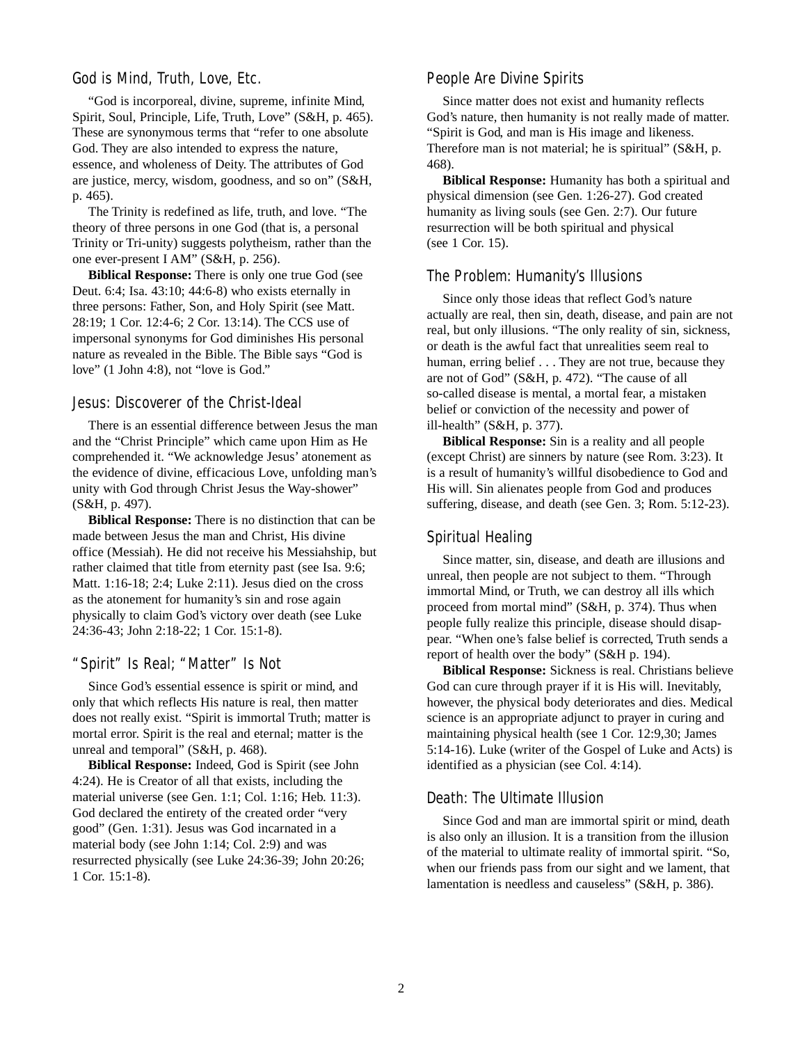## God is Mind, Truth, Love, Etc.

"God is incorporeal, divine, supreme, infinite Mind, Spirit, Soul, Principle, Life, Truth, Love" (S&H, p. 465). These are synonymous terms that "refer to one absolute God. They are also intended to express the nature, essence, and wholeness of Deity. The attributes of God are justice, mercy, wisdom, goodness, and so on" (S&H, p. 465).

The Trinity is redefined as life, truth, and love. "The theory of three persons in one God (that is, a personal Trinity or Tri-unity) suggests polytheism, rather than the one ever-present I AM" (S&H, p. 256).

**Biblical Response:** There is only one true God (see Deut. 6:4; Isa. 43:10; 44:6-8) who exists eternally in three persons: Father, Son, and Holy Spirit (see Matt. 28:19; 1 Cor. 12:4-6; 2 Cor. 13:14). The CCS use of impersonal synonyms for God diminishes His personal nature as revealed in the Bible. The Bible says "God is love" (1 John 4:8), not "love is God."

## Jesus: Discoverer of the Christ-Ideal

There is an essential difference between Jesus the man and the "Christ Principle" which came upon Him as He comprehended it. "We acknowledge Jesus' atonement as the evidence of divine, efficacious Love, unfolding man's unity with God through Christ Jesus the Way-shower" (S&H, p. 497).

**Biblical Response:** There is no distinction that can be made between Jesus the man and Christ, His divine office (Messiah). He did not receive his Messiahship, but rather claimed that title from eternity past (see Isa. 9:6; Matt. 1:16-18; 2:4; Luke 2:11). Jesus died on the cross as the atonement for humanity's sin and rose again physically to claim God's victory over death (see Luke 24:36-43; John 2:18-22; 1 Cor. 15:1-8).

## "Spirit" Is Real; "Matter" Is Not

Since God's essential essence is spirit or mind, and only that which reflects His nature is real, then matter does not really exist. "Spirit is immortal Truth; matter is mortal error. Spirit is the real and eternal; matter is the unreal and temporal" (S&H, p. 468).

**Biblical Response:** Indeed, God is Spirit (see John 4:24). He is Creator of all that exists, including the material universe (see Gen. 1:1; Col. 1:16; Heb. 11:3). God declared the entirety of the created order "very good" (Gen. 1:31). Jesus was God incarnated in a material body (see John 1:14; Col. 2:9) and was resurrected physically (see Luke 24:36-39; John 20:26; 1 Cor. 15:1-8).

## People Are Divine Spirits

Since matter does not exist and humanity reflects God's nature, then humanity is not really made of matter. "Spirit is God, and man is His image and likeness. Therefore man is not material; he is spiritual" (S&H, p. 468).

**Biblical Response:** Humanity has both a spiritual and physical dimension (see Gen. 1:26-27). God created humanity as living souls (see Gen. 2:7). Our future resurrection will be both spiritual and physical (see 1 Cor. 15).

## The Problem: Humanity's Illusions

Since only those ideas that reflect God's nature actually are real, then sin, death, disease, and pain are not real, but only illusions. "The only reality of sin, sickness, or death is the awful fact that unrealities seem real to human, erring belief . . . They are not true, because they are not of God" (S&H, p. 472). "The cause of all so-called disease is mental, a mortal fear, a mistaken belief or conviction of the necessity and power of ill-health" (S&H, p. 377).

**Biblical Response:** Sin is a reality and all people (except Christ) are sinners by nature (see Rom. 3:23). It is a result of humanity's willful disobedience to God and His will. Sin alienates people from God and produces suffering, disease, and death (see Gen. 3; Rom. 5:12-23).

## Spiritual Healing

Since matter, sin, disease, and death are illusions and unreal, then people are not subject to them. "Through immortal Mind, or Truth, we can destroy all ills which proceed from mortal mind" (S&H, p. 374). Thus when people fully realize this principle, disease should disappear. "When one's false belief is corrected, Truth sends a report of health over the body" (S&H p. 194).

**Biblical Response:** Sickness is real. Christians believe God can cure through prayer if it is His will. Inevitably, however, the physical body deteriorates and dies. Medical science is an appropriate adjunct to prayer in curing and maintaining physical health (see 1 Cor. 12:9,30; James 5:14-16). Luke (writer of the Gospel of Luke and Acts) is identified as a physician (see Col. 4:14).

## Death: The Ultimate Illusion

Since God and man are immortal spirit or mind, death is also only an illusion. It is a transition from the illusion of the material to ultimate reality of immortal spirit. "So, when our friends pass from our sight and we lament, that lamentation is needless and causeless" (S&H, p. 386).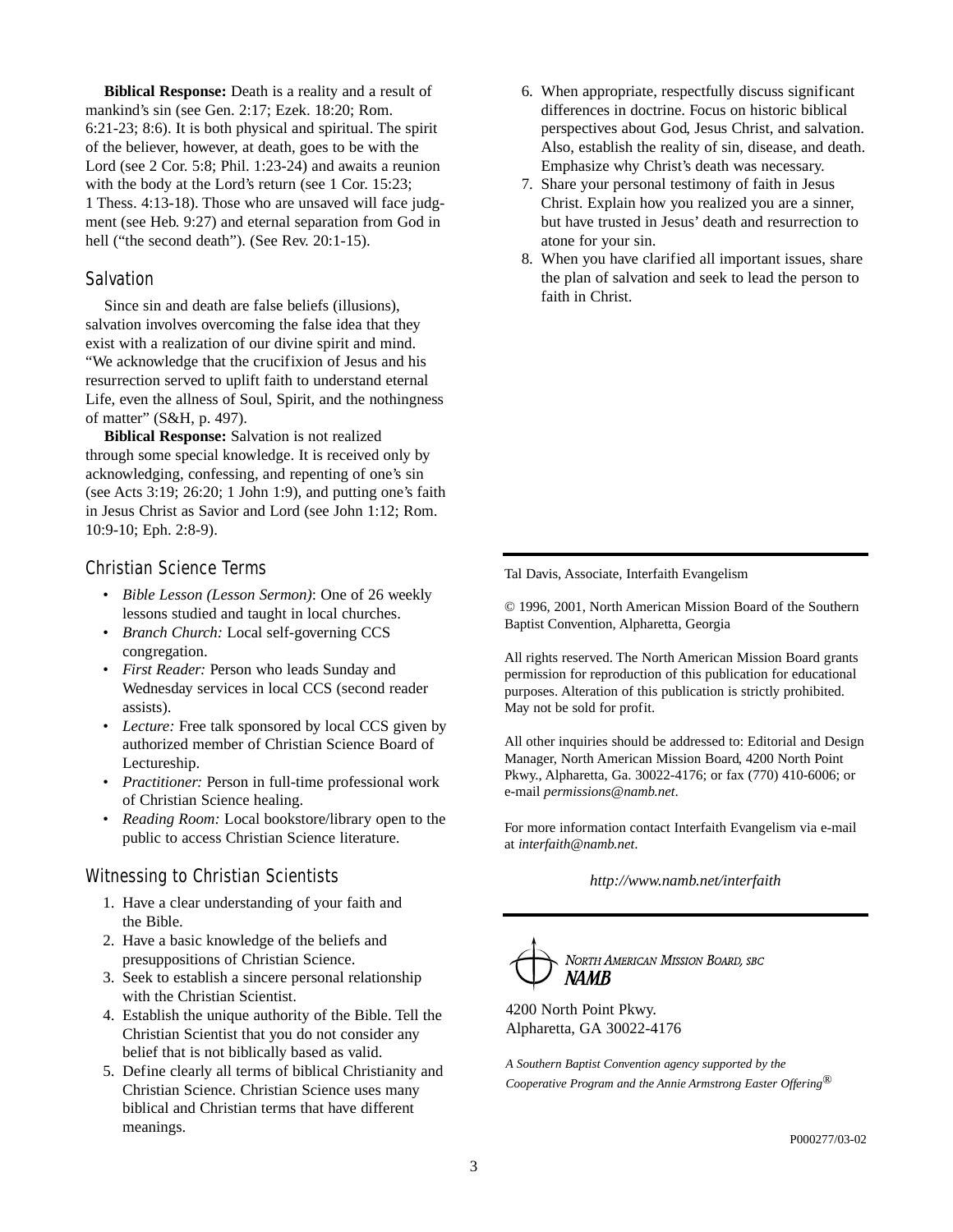**Biblical Response:** Death is a reality and a result of mankind's sin (see Gen. 2:17; Ezek. 18:20; Rom. 6:21-23; 8:6). It is both physical and spiritual. The spirit of the believer, however, at death, goes to be with the Lord (see 2 Cor. 5:8; Phil. 1:23-24) and awaits a reunion with the body at the Lord's return (see 1 Cor. 15:23; 1 Thess. 4:13-18). Those who are unsaved will face judgment (see Heb. 9:27) and eternal separation from God in hell ("the second death"). (See Rev. 20:1-15).

## Salvation

Since sin and death are false beliefs (illusions), salvation involves overcoming the false idea that they exist with a realization of our divine spirit and mind. "We acknowledge that the crucifixion of Jesus and his resurrection served to uplift faith to understand eternal Life, even the allness of Soul, Spirit, and the nothingness of matter" (S&H, p. 497).

**Biblical Response:** Salvation is not realized through some special knowledge. It is received only by acknowledging, confessing, and repenting of one's sin (see Acts 3:19; 26:20; 1 John 1:9), and putting one's faith in Jesus Christ as Savior and Lord (see John 1:12; Rom. 10:9-10; Eph. 2:8-9).

## Christian Science Terms

- *Bible Lesson (Lesson Sermon)*: One of 26 weekly lessons studied and taught in local churches.
- *Branch Church:* Local self-governing CCS congregation.
- *First Reader:* Person who leads Sunday and Wednesday services in local CCS (second reader assists).
- *Lecture:* Free talk sponsored by local CCS given by authorized member of Christian Science Board of Lectureship.
- *Practitioner:* Person in full-time professional work of Christian Science healing.
- *Reading Room:* Local bookstore/library open to the public to access Christian Science literature.

## Witnessing to Christian Scientists

1. Have a clear understanding of your faith and the Bible.
2. Have a basic knowledge of the beliefs and presuppositions of Christian Science.
3. Seek to establish a sincere personal relationship with the Christian Scientist.
4. Establish the unique authority of the Bible. Tell the Christian Scientist that you do not consider any belief that is not biblically based as valid.
5. Define clearly all terms of biblical Christianity and Christian Science. Christian Science uses many biblical and Christian terms that have different meanings.
6. When appropriate, respectfully discuss significant differences in doctrine. Focus on historic biblical perspectives about God, Jesus Christ, and salvation. Also, establish the reality of sin, disease, and death. Emphasize why Christ's death was necessary.
7. Share your personal testimony of faith in Jesus Christ. Explain how you realized you are a sinner, but have trusted in Jesus' death and resurrection to atone for your sin.
8. When you have clarified all important issues, share the plan of salvation and seek to lead the person to faith in Christ.

---

Tal Davis, Associate, Interfaith Evangelism

© 1996, 2001, North American Mission Board of the Southern Baptist Convention, Alpharetta, Georgia

All rights reserved. The North American Mission Board grants permission for reproduction of this publication for educational purposes. Alteration of this publication is strictly prohibited. May not be sold for profit.

All other inquiries should be addressed to: Editorial and Design Manager, North American Mission Board, 4200 North Point Pkwy., Alpharetta, Ga. 30022-4176; or fax (770) 410-6006; or e-mail *permissions@namb.net*.

For more information contact Interfaith Evangelism via e-mail at *interfaith@namb.net*.

*http://www.namb.net/interfaith*

---

NORTH AMERICAN MISSION BOARD, SBC
NAMB

4200 North Point Pkwy.
Alpharetta, GA 30022-4176

*A Southern Baptist Convention agency supported by the Cooperative Program and the Annie Armstrong Easter Offering®*

P000277/03-02